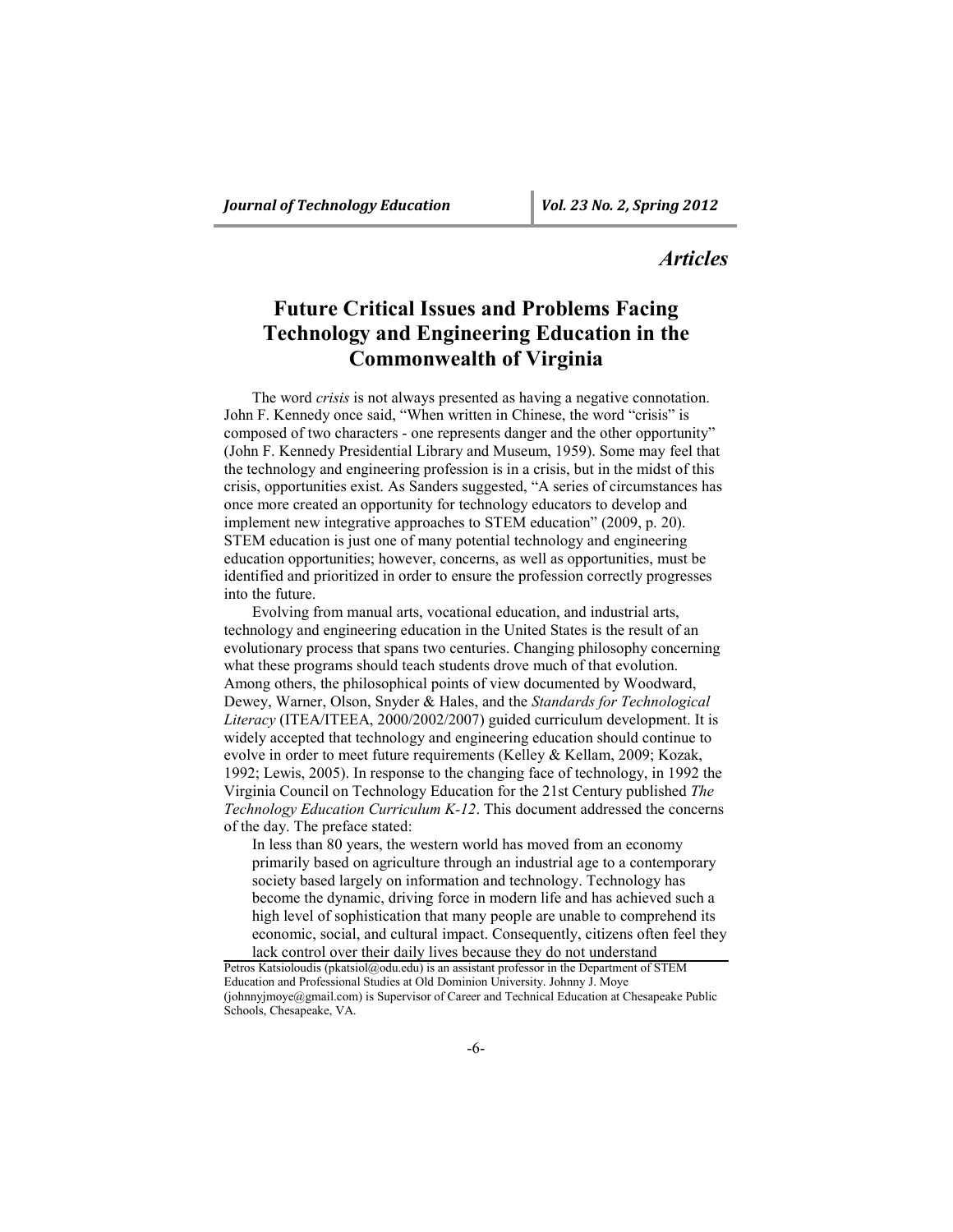## *Articles*

# Future Critical Issues and Problems Facing Technology and Engineering Education in the Commonwealth of Virginia

The word *crisis* is not always presented as having a negative connotation. John F. Kennedy once said, "When written in Chinese, the word "crisis" is composed of two characters - one represents danger and the other opportunity" (John F. Kennedy Presidential Library and Museum, 1959). Some may feel that the technology and engineering profession is in a crisis, but in the midst of this crisis, opportunities exist. As Sanders suggested, "A series of circumstances has once more created an opportunity for technology educators to develop and implement new integrative approaches to STEM education" (2009, p. 20). STEM education is just one of many potential technology and engineering education opportunities; however, concerns, as well as opportunities, must be identified and prioritized in order to ensure the profession correctly progresses into the future.

Evolving from manual arts, vocational education, and industrial arts, technology and engineering education in the United States is the result of an evolutionary process that spans two centuries. Changing philosophy concerning what these programs should teach students drove much of that evolution. Among others, the philosophical points of view documented by Woodward, Dewey, Warner, Olson, Snyder & Hales, and the *Standards for Technological Literacy* (ITEA/ITEEA, 2000/2002/2007) guided curriculum development. It is widely accepted that technology and engineering education should continue to evolve in order to meet future requirements (Kelley & Kellam, 2009; Kozak, 1992; Lewis, 2005). In response to the changing face of technology, in 1992 the Virginia Council on Technology Education for the 21st Century published *The Technology Education Curriculum K-12*. This document addressed the concerns of the day. The preface stated:

> In less than 80 years, the western world has moved from an economy primarily based on agriculture through an industrial age to a contemporary society based largely on information and technology. Technology has become the dynamic, driving force in modern life and has achieved such a high level of sophistication that many people are unable to comprehend its economic, social, and cultural impact. Consequently, citizens often feel they lack control over their daily lives because they do not understand

Petros Katsioloudis (pkatsiol@odu.edu) is an assistant professor in the Department of STEM Education and Professional Studies at Old Dominion University. Johnny J. Moye (johnnyjmoye@gmail.com) is Supervisor of Career and Technical Education at Chesapeake Public Schools, Chesapeake, VA.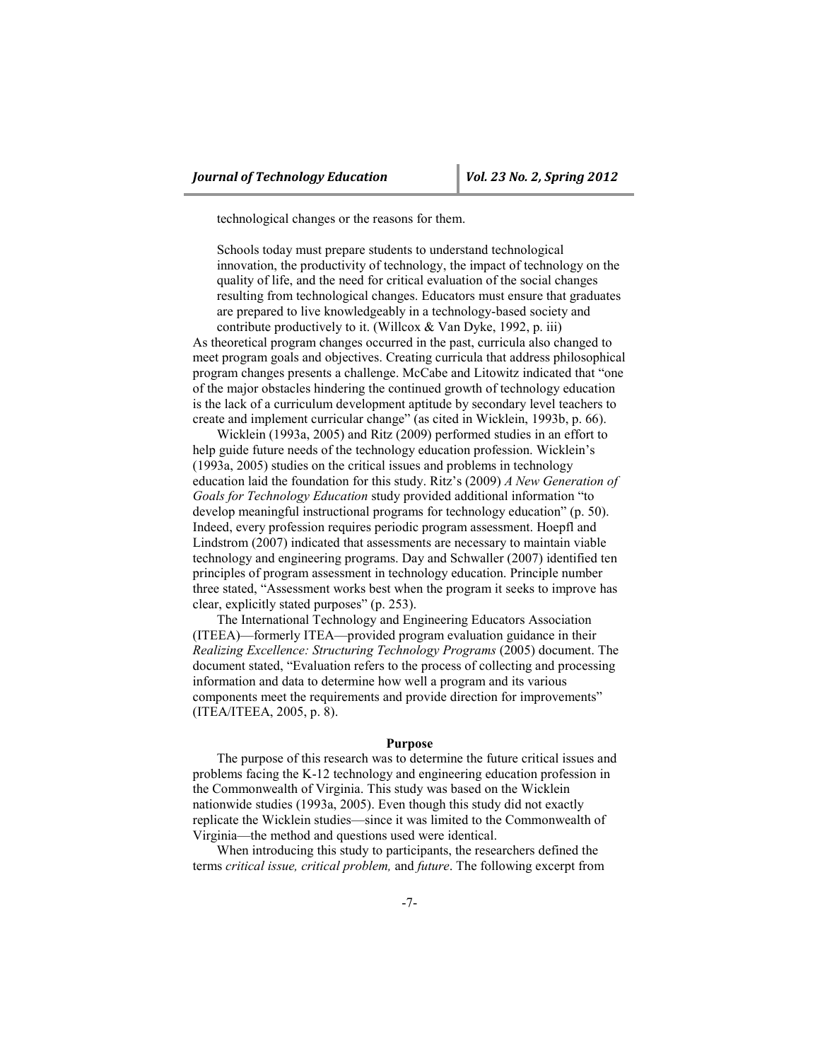technological changes or the reasons for them.

> Schools today must prepare students to understand technological innovation, the productivity of technology, the impact of technology on the quality of life, and the need for critical evaluation of the social changes resulting from technological changes. Educators must ensure that graduates are prepared to live knowledgeably in a technology-based society and contribute productively to it. (Willcox & Van Dyke, 1992, p. iii)

As theoretical program changes occurred in the past, curricula also changed to meet program goals and objectives. Creating curricula that address philosophical program changes presents a challenge. McCabe and Litowitz indicated that "one of the major obstacles hindering the continued growth of technology education is the lack of a curriculum development aptitude by secondary level teachers to create and implement curricular change" (as cited in Wicklein, 1993b, p. 66).

Wicklein (1993a, 2005) and Ritz (2009) performed studies in an effort to help guide future needs of the technology education profession. Wicklein's (1993a, 2005) studies on the critical issues and problems in technology education laid the foundation for this study. Ritz's (2009) *A New Generation of Goals for Technology Education* study provided additional information "to develop meaningful instructional programs for technology education" (p. 50). Indeed, every profession requires periodic program assessment. Hoepfl and Lindstrom (2007) indicated that assessments are necessary to maintain viable technology and engineering programs. Day and Schwaller (2007) identified ten principles of program assessment in technology education. Principle number three stated, "Assessment works best when the program it seeks to improve has clear, explicitly stated purposes" (p. 253).

The International Technology and Engineering Educators Association (ITEEA)—formerly ITEA—provided program evaluation guidance in their *Realizing Excellence: Structuring Technology Programs* (2005) document. The document stated, "Evaluation refers to the process of collecting and processing information and data to determine how well a program and its various components meet the requirements and provide direction for improvements" (ITEA/ITEEA, 2005, p. 8).

## Purpose

The purpose of this research was to determine the future critical issues and problems facing the K-12 technology and engineering education profession in the Commonwealth of Virginia. This study was based on the Wicklein nationwide studies (1993a, 2005). Even though this study did not exactly replicate the Wicklein studies—since it was limited to the Commonwealth of Virginia—the method and questions used were identical.

When introducing this study to participants, the researchers defined the terms *critical issue, critical problem,* and *future*. The following excerpt from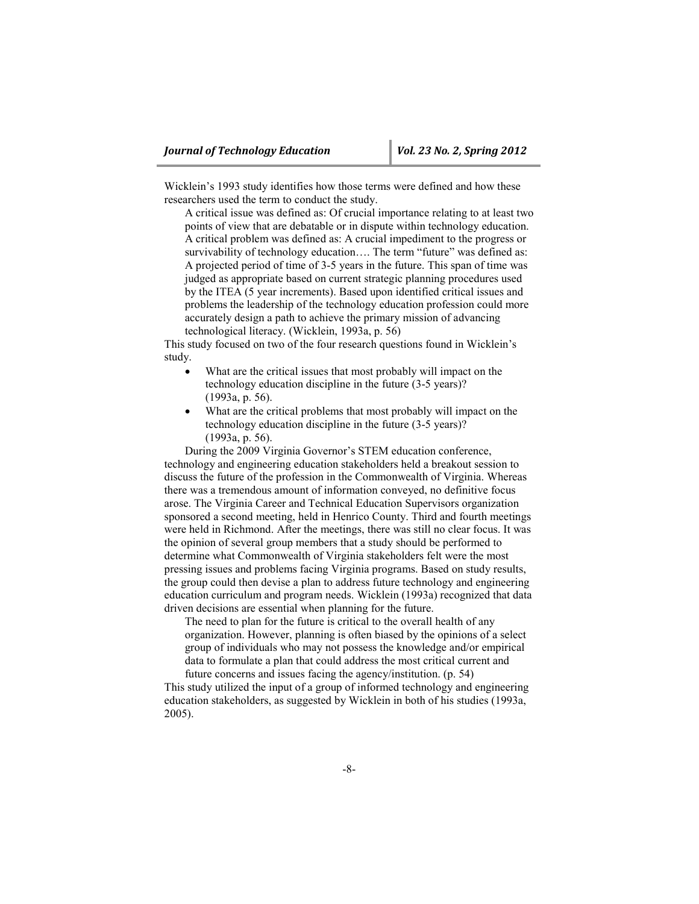Wicklein's 1993 study identifies how those terms were defined and how these researchers used the term to conduct the study.

> A critical issue was defined as: Of crucial importance relating to at least two points of view that are debatable or in dispute within technology education. A critical problem was defined as: A crucial impediment to the progress or survivability of technology education…. The term "future" was defined as: A projected period of time of 3-5 years in the future. This span of time was judged as appropriate based on current strategic planning procedures used by the ITEA (5 year increments). Based upon identified critical issues and problems the leadership of the technology education profession could more accurately design a path to achieve the primary mission of advancing technological literacy. (Wicklein, 1993a, p. 56)

This study focused on two of the four research questions found in Wicklein's study.

- What are the critical issues that most probably will impact on the technology education discipline in the future (3-5 years)? (1993a, p. 56).
- What are the critical problems that most probably will impact on the technology education discipline in the future (3-5 years)? (1993a, p. 56).

During the 2009 Virginia Governor's STEM education conference, technology and engineering education stakeholders held a breakout session to discuss the future of the profession in the Commonwealth of Virginia. Whereas there was a tremendous amount of information conveyed, no definitive focus arose. The Virginia Career and Technical Education Supervisors organization sponsored a second meeting, held in Henrico County. Third and fourth meetings were held in Richmond. After the meetings, there was still no clear focus. It was the opinion of several group members that a study should be performed to determine what Commonwealth of Virginia stakeholders felt were the most pressing issues and problems facing Virginia programs. Based on study results, the group could then devise a plan to address future technology and engineering education curriculum and program needs. Wicklein (1993a) recognized that data driven decisions are essential when planning for the future.

> The need to plan for the future is critical to the overall health of any organization. However, planning is often biased by the opinions of a select group of individuals who may not possess the knowledge and/or empirical data to formulate a plan that could address the most critical current and future concerns and issues facing the agency/institution. (p. 54)

This study utilized the input of a group of informed technology and engineering education stakeholders, as suggested by Wicklein in both of his studies (1993a, 2005).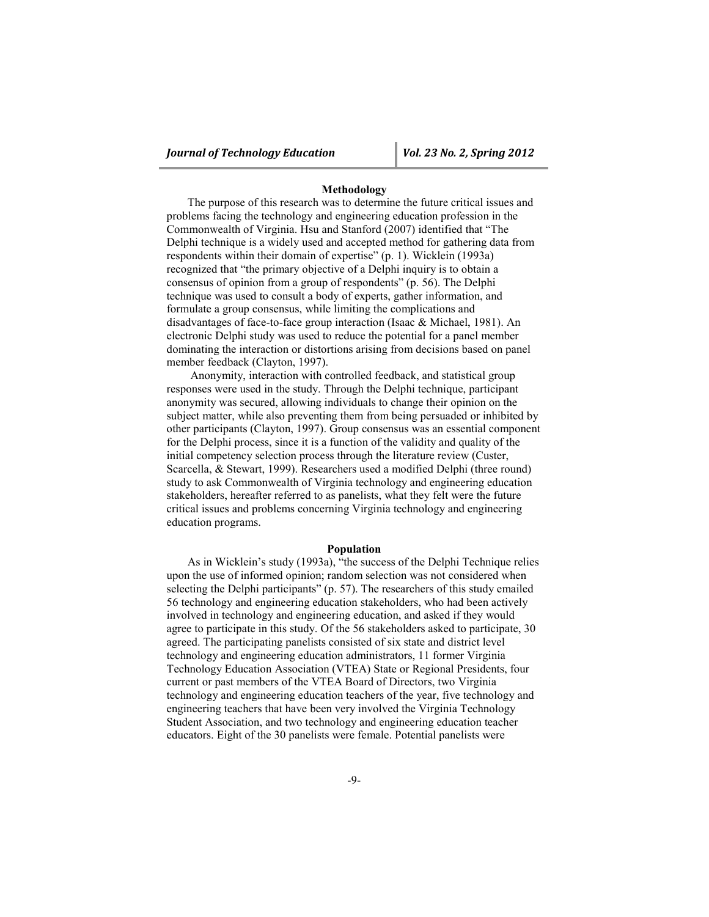## Methodology

The purpose of this research was to determine the future critical issues and problems facing the technology and engineering education profession in the Commonwealth of Virginia. Hsu and Stanford (2007) identified that "The Delphi technique is a widely used and accepted method for gathering data from respondents within their domain of expertise" (p. 1). Wicklein (1993a) recognized that "the primary objective of a Delphi inquiry is to obtain a consensus of opinion from a group of respondents" (p. 56). The Delphi technique was used to consult a body of experts, gather information, and formulate a group consensus, while limiting the complications and disadvantages of face-to-face group interaction (Isaac & Michael, 1981). An electronic Delphi study was used to reduce the potential for a panel member dominating the interaction or distortions arising from decisions based on panel member feedback (Clayton, 1997).

Anonymity, interaction with controlled feedback, and statistical group responses were used in the study. Through the Delphi technique, participant anonymity was secured, allowing individuals to change their opinion on the subject matter, while also preventing them from being persuaded or inhibited by other participants (Clayton, 1997). Group consensus was an essential component for the Delphi process, since it is a function of the validity and quality of the initial competency selection process through the literature review (Custer, Scarcella, & Stewart, 1999). Researchers used a modified Delphi (three round) study to ask Commonwealth of Virginia technology and engineering education stakeholders, hereafter referred to as panelists, what they felt were the future critical issues and problems concerning Virginia technology and engineering education programs.

## Population

As in Wicklein's study (1993a), "the success of the Delphi Technique relies upon the use of informed opinion; random selection was not considered when selecting the Delphi participants" (p. 57). The researchers of this study emailed 56 technology and engineering education stakeholders, who had been actively involved in technology and engineering education, and asked if they would agree to participate in this study. Of the 56 stakeholders asked to participate, 30 agreed. The participating panelists consisted of six state and district level technology and engineering education administrators, 11 former Virginia Technology Education Association (VTEA) State or Regional Presidents, four current or past members of the VTEA Board of Directors, two Virginia technology and engineering education teachers of the year, five technology and engineering teachers that have been very involved the Virginia Technology Student Association, and two technology and engineering education teacher educators. Eight of the 30 panelists were female. Potential panelists were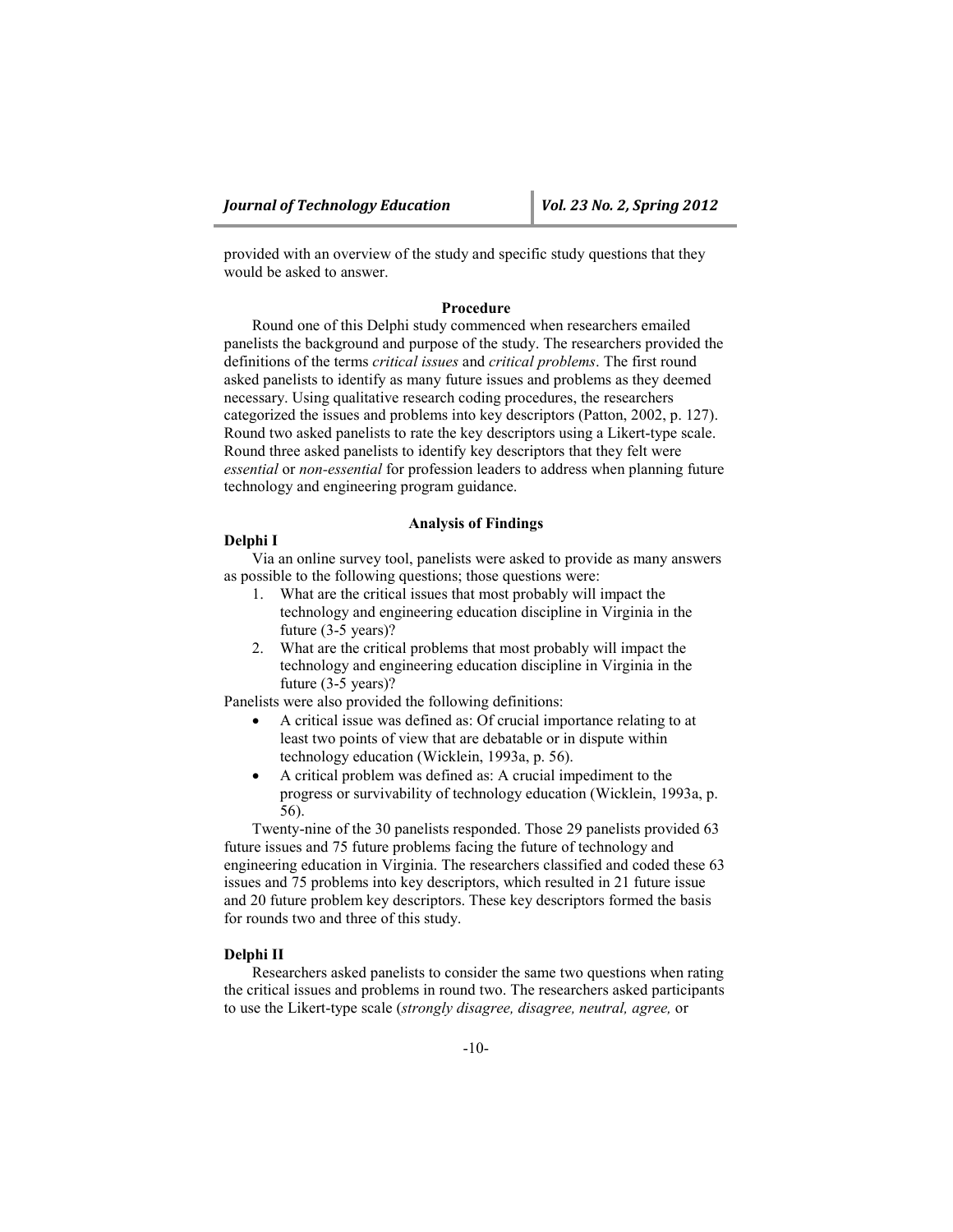provided with an overview of the study and specific study questions that they would be asked to answer.

### Procedure

Round one of this Delphi study commenced when researchers emailed panelists the background and purpose of the study. The researchers provided the definitions of the terms *critical issues* and *critical problems*. The first round asked panelists to identify as many future issues and problems as they deemed necessary. Using qualitative research coding procedures, the researchers categorized the issues and problems into key descriptors (Patton, 2002, p. 127). Round two asked panelists to rate the key descriptors using a Likert-type scale. Round three asked panelists to identify key descriptors that they felt were *essential* or *non-essential* for profession leaders to address when planning future technology and engineering program guidance.

### Analysis of Findings

#### Delphi I

Via an online survey tool, panelists were asked to provide as many answers as possible to the following questions; those questions were:

1. What are the critical issues that most probably will impact the technology and engineering education discipline in Virginia in the future (3-5 years)?
2. What are the critical problems that most probably will impact the technology and engineering education discipline in Virginia in the future (3-5 years)?

Panelists were also provided the following definitions:

- A critical issue was defined as: Of crucial importance relating to at least two points of view that are debatable or in dispute within technology education (Wicklein, 1993a, p. 56).
- A critical problem was defined as: A crucial impediment to the progress or survivability of technology education (Wicklein, 1993a, p. 56).

Twenty-nine of the 30 panelists responded. Those 29 panelists provided 63 future issues and 75 future problems facing the future of technology and engineering education in Virginia. The researchers classified and coded these 63 issues and 75 problems into key descriptors, which resulted in 21 future issue and 20 future problem key descriptors. These key descriptors formed the basis for rounds two and three of this study.

#### Delphi II

Researchers asked panelists to consider the same two questions when rating the critical issues and problems in round two. The researchers asked participants to use the Likert-type scale (*strongly disagree, disagree, neutral, agree,* or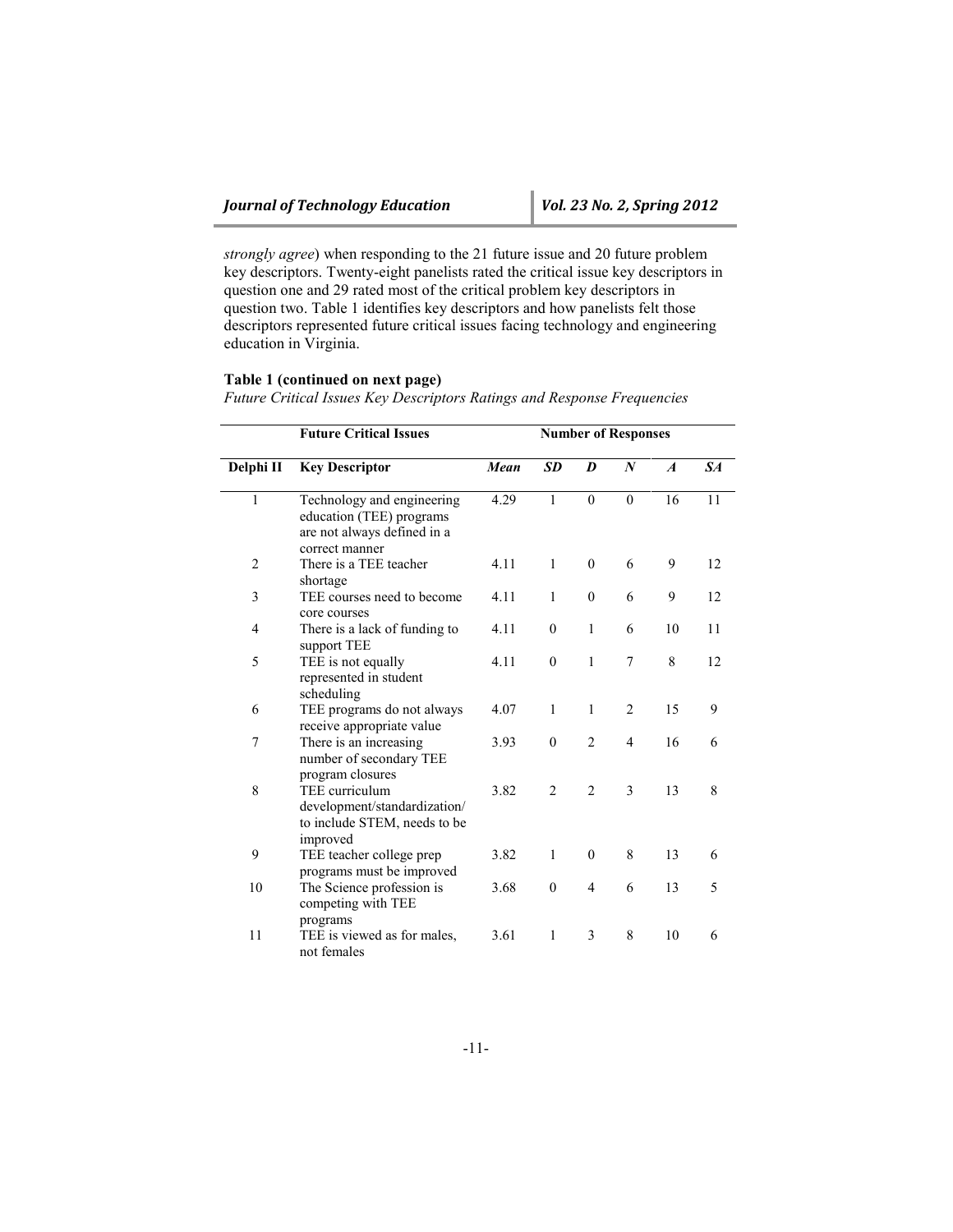*strongly agree*) when responding to the 21 future issue and 20 future problem key descriptors. Twenty-eight panelists rated the critical issue key descriptors in question one and 29 rated most of the critical problem key descriptors in question two. Table 1 identifies key descriptors and how panelists felt those descriptors represented future critical issues facing technology and engineering education in Virginia.

**Table 1 (continued on next page)**

*Future Critical Issues Key Descriptors Ratings and Response Frequencies*

| | Future Critical Issues | | Number of Responses | | | | |
|---|---|---|---|---|---|---|---|
| **Delphi II** | **Key Descriptor** | ***Mean*** | ***SD*** | ***D*** | ***N*** | ***A*** | ***SA*** |
| 1 | Technology and engineering education (TEE) programs are not always defined in a correct manner | 4.29 | 1 | 0 | 0 | 16 | 11 |
| 2 | There is a TEE teacher shortage | 4.11 | 1 | 0 | 6 | 9 | 12 |
| 3 | TEE courses need to become core courses | 4.11 | 1 | 0 | 6 | 9 | 12 |
| 4 | There is a lack of funding to support TEE | 4.11 | 0 | 1 | 6 | 10 | 11 |
| 5 | TEE is not equally represented in student scheduling | 4.11 | 0 | 1 | 7 | 8 | 12 |
| 6 | TEE programs do not always receive appropriate value | 4.07 | 1 | 1 | 2 | 15 | 9 |
| 7 | There is an increasing number of secondary TEE program closures | 3.93 | 0 | 2 | 4 | 16 | 6 |
| 8 | TEE curriculum development/standardization/ to include STEM, needs to be improved | 3.82 | 2 | 2 | 3 | 13 | 8 |
| 9 | TEE teacher college prep programs must be improved | 3.82 | 1 | 0 | 8 | 13 | 6 |
| 10 | The Science profession is competing with TEE programs | 3.68 | 0 | 4 | 6 | 13 | 5 |
| 11 | TEE is viewed as for males, not females | 3.61 | 1 | 3 | 8 | 10 | 6 |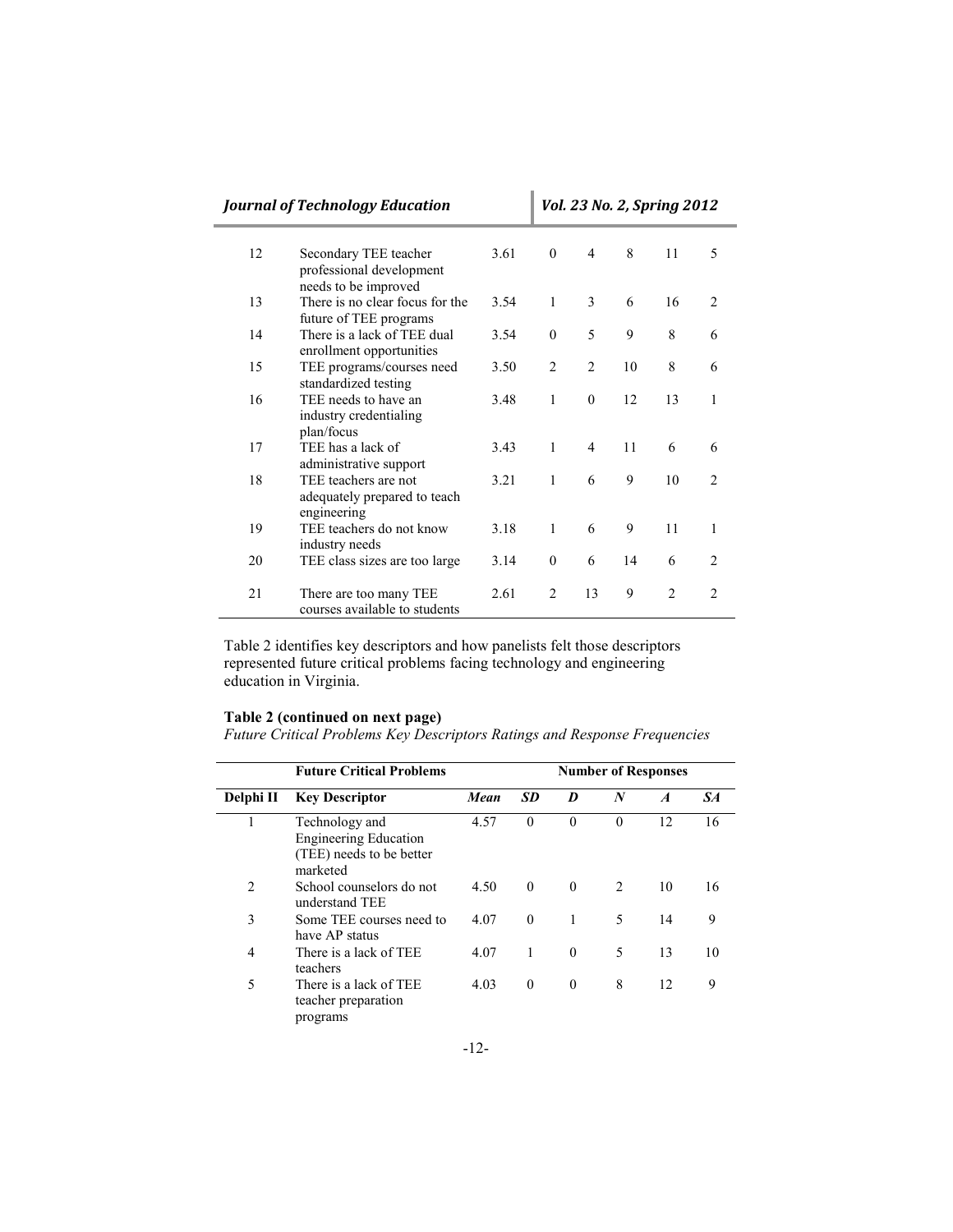| | | | | | | | |
|---|---|---|---|---|---|---|---|
| 12 | Secondary TEE teacher professional development needs to be improved | 3.61 | 0 | 4 | 8 | 11 | 5 |
| 13 | There is no clear focus for the future of TEE programs | 3.54 | 1 | 3 | 6 | 16 | 2 |
| 14 | There is a lack of TEE dual enrollment opportunities | 3.54 | 0 | 5 | 9 | 8 | 6 |
| 15 | TEE programs/courses need standardized testing | 3.50 | 2 | 2 | 10 | 8 | 6 |
| 16 | TEE needs to have an industry credentialing plan/focus | 3.48 | 1 | 0 | 12 | 13 | 1 |
| 17 | TEE has a lack of administrative support | 3.43 | 1 | 4 | 11 | 6 | 6 |
| 18 | TEE teachers are not adequately prepared to teach engineering | 3.21 | 1 | 6 | 9 | 10 | 2 |
| 19 | TEE teachers do not know industry needs | 3.18 | 1 | 6 | 9 | 11 | 1 |
| 20 | TEE class sizes are too large | 3.14 | 0 | 6 | 14 | 6 | 2 |
| 21 | There are too many TEE courses available to students | 2.61 | 2 | 13 | 9 | 2 | 2 |

Table 2 identifies key descriptors and how panelists felt those descriptors represented future critical problems facing technology and engineering education in Virginia.

**Table 2 (continued on next page)**

*Future Critical Problems Key Descriptors Ratings and Response Frequencies*

| | Future Critical Problems | | Number of Responses | | | | |
|---|---|---|---|---|---|---|---|
| **Delphi II** | **Key Descriptor** | ***Mean*** | ***SD*** | ***D*** | ***N*** | ***A*** | ***SA*** |
| 1 | Technology and Engineering Education (TEE) needs to be better marketed | 4.57 | 0 | 0 | 0 | 12 | 16 |
| 2 | School counselors do not understand TEE | 4.50 | 0 | 0 | 2 | 10 | 16 |
| 3 | Some TEE courses need to have AP status | 4.07 | 0 | 1 | 5 | 14 | 9 |
| 4 | There is a lack of TEE teachers | 4.07 | 1 | 0 | 5 | 13 | 10 |
| 5 | There is a lack of TEE teacher preparation programs | 4.03 | 0 | 0 | 8 | 12 | 9 |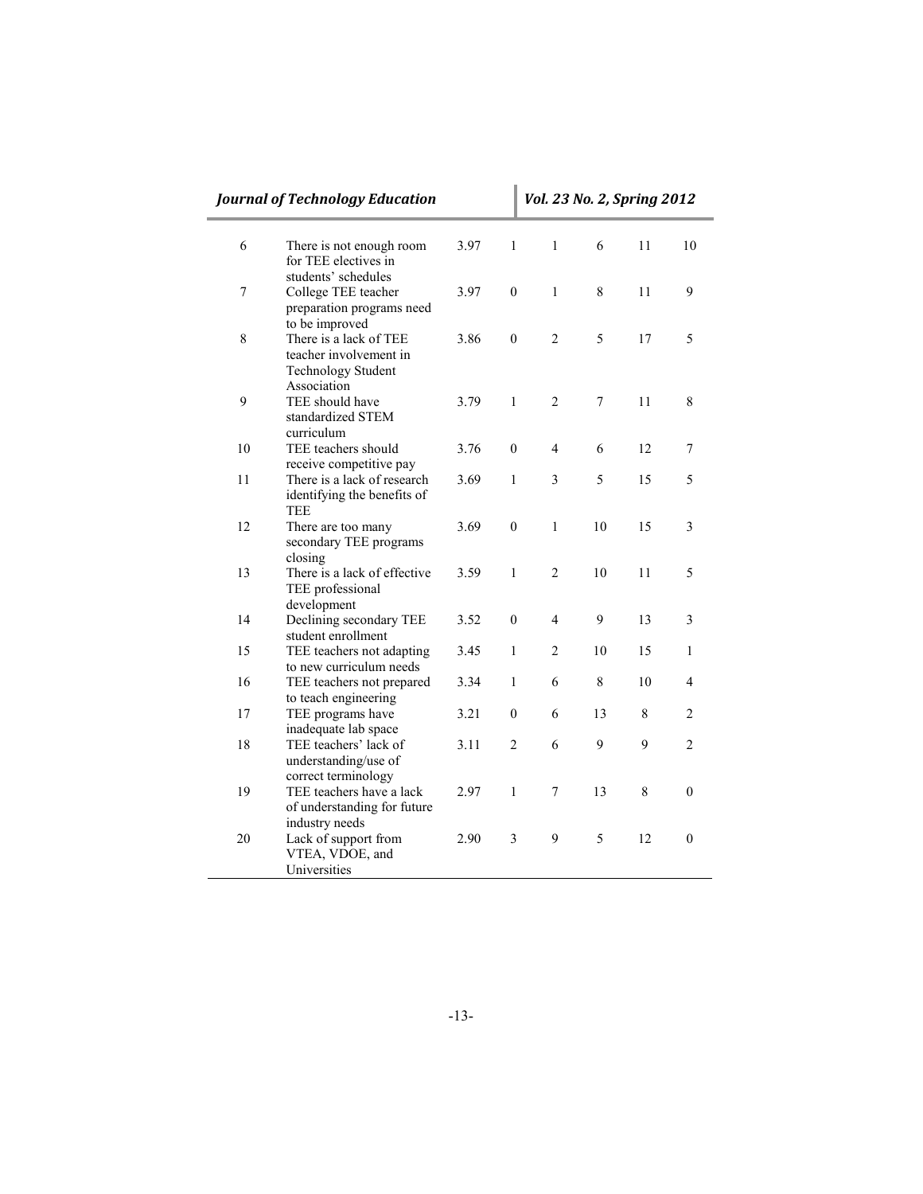| | | | | | | | |
|---|---|---|---|---|---|---|---|
| 6 | There is not enough room for TEE electives in students' schedules | 3.97 | 1 | 1 | 6 | 11 | 10 |
| 7 | College TEE teacher preparation programs need to be improved | 3.97 | 0 | 1 | 8 | 11 | 9 |
| 8 | There is a lack of TEE teacher involvement in Technology Student Association | 3.86 | 0 | 2 | 5 | 17 | 5 |
| 9 | TEE should have standardized STEM curriculum | 3.79 | 1 | 2 | 7 | 11 | 8 |
| 10 | TEE teachers should receive competitive pay | 3.76 | 0 | 4 | 6 | 12 | 7 |
| 11 | There is a lack of research identifying the benefits of TEE | 3.69 | 1 | 3 | 5 | 15 | 5 |
| 12 | There are too many secondary TEE programs closing | 3.69 | 0 | 1 | 10 | 15 | 3 |
| 13 | There is a lack of effective TEE professional development | 3.59 | 1 | 2 | 10 | 11 | 5 |
| 14 | Declining secondary TEE student enrollment | 3.52 | 0 | 4 | 9 | 13 | 3 |
| 15 | TEE teachers not adapting to new curriculum needs | 3.45 | 1 | 2 | 10 | 15 | 1 |
| 16 | TEE teachers not prepared to teach engineering | 3.34 | 1 | 6 | 8 | 10 | 4 |
| 17 | TEE programs have inadequate lab space | 3.21 | 0 | 6 | 13 | 8 | 2 |
| 18 | TEE teachers' lack of understanding/use of correct terminology | 3.11 | 2 | 6 | 9 | 9 | 2 |
| 19 | TEE teachers have a lack of understanding for future industry needs | 2.97 | 1 | 7 | 13 | 8 | 0 |
| 20 | Lack of support from VTEA, VDOE, and Universities | 2.90 | 3 | 9 | 5 | 12 | 0 |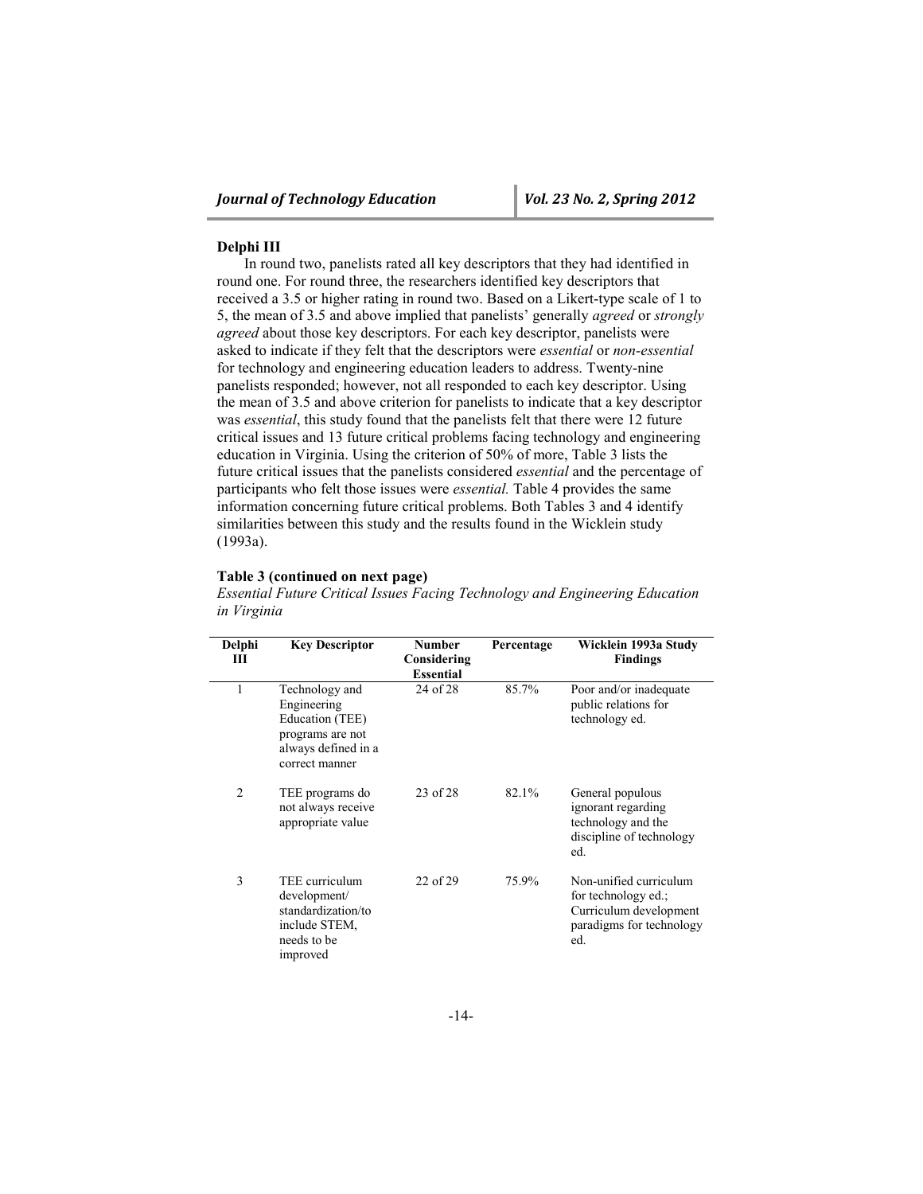### Delphi III

In round two, panelists rated all key descriptors that they had identified in round one. For round three, the researchers identified key descriptors that received a 3.5 or higher rating in round two. Based on a Likert-type scale of 1 to 5, the mean of 3.5 and above implied that panelists' generally *agreed* or *strongly agreed* about those key descriptors. For each key descriptor, panelists were asked to indicate if they felt that the descriptors were *essential* or *non-essential* for technology and engineering education leaders to address. Twenty-nine panelists responded; however, not all responded to each key descriptor. Using the mean of 3.5 and above criterion for panelists to indicate that a key descriptor was *essential*, this study found that the panelists felt that there were 12 future critical issues and 13 future critical problems facing technology and engineering education in Virginia. Using the criterion of 50% of more, Table 3 lists the future critical issues that the panelists considered *essential* and the percentage of participants who felt those issues were *essential.* Table 4 provides the same information concerning future critical problems. Both Tables 3 and 4 identify similarities between this study and the results found in the Wicklein study (1993a).

**Table 3 (continued on next page)**
*Essential Future Critical Issues Facing Technology and Engineering Education in Virginia*

| Delphi III | Key Descriptor | Number Considering Essential | Percentage | Wicklein 1993a Study Findings |
|---|---|---|---|---|
| 1 | Technology and Engineering Education (TEE) programs are not always defined in a correct manner | 24 of 28 | 85.7% | Poor and/or inadequate public relations for technology ed. |
| 2 | TEE programs do not always receive appropriate value | 23 of 28 | 82.1% | General populous ignorant regarding technology and the discipline of technology ed. |
| 3 | TEE curriculum development/ standardization/to include STEM, needs to be improved | 22 of 29 | 75.9% | Non-unified curriculum for technology ed.; Curriculum development paradigms for technology ed. |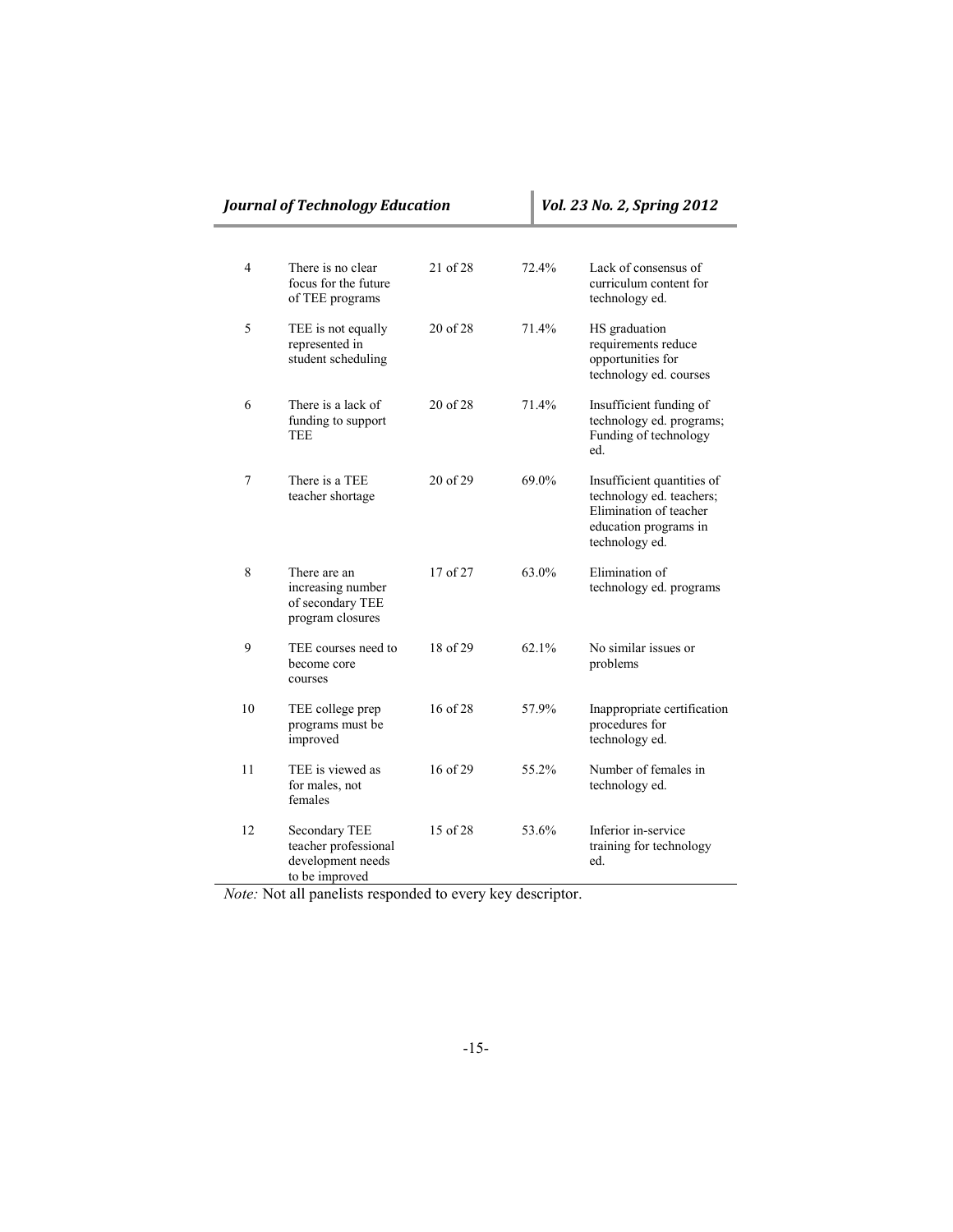| | | | | |
|---|---|---|---|---|
| 4 | There is no clear focus for the future of TEE programs | 21 of 28 | 72.4% | Lack of consensus of curriculum content for technology ed. |
| 5 | TEE is not equally represented in student scheduling | 20 of 28 | 71.4% | HS graduation requirements reduce opportunities for technology ed. courses |
| 6 | There is a lack of funding to support TEE | 20 of 28 | 71.4% | Insufficient funding of technology ed. programs; Funding of technology ed. |
| 7 | There is a TEE teacher shortage | 20 of 29 | 69.0% | Insufficient quantities of technology ed. teachers; Elimination of teacher education programs in technology ed. |
| 8 | There are an increasing number of secondary TEE program closures | 17 of 27 | 63.0% | Elimination of technology ed. programs |
| 9 | TEE courses need to become core courses | 18 of 29 | 62.1% | No similar issues or problems |
| 10 | TEE college prep programs must be improved | 16 of 28 | 57.9% | Inappropriate certification procedures for technology ed. |
| 11 | TEE is viewed as for males, not females | 16 of 29 | 55.2% | Number of females in technology ed. |
| 12 | Secondary TEE teacher professional development needs to be improved | 15 of 28 | 53.6% | Inferior in-service training for technology ed. |

*Note:* Not all panelists responded to every key descriptor.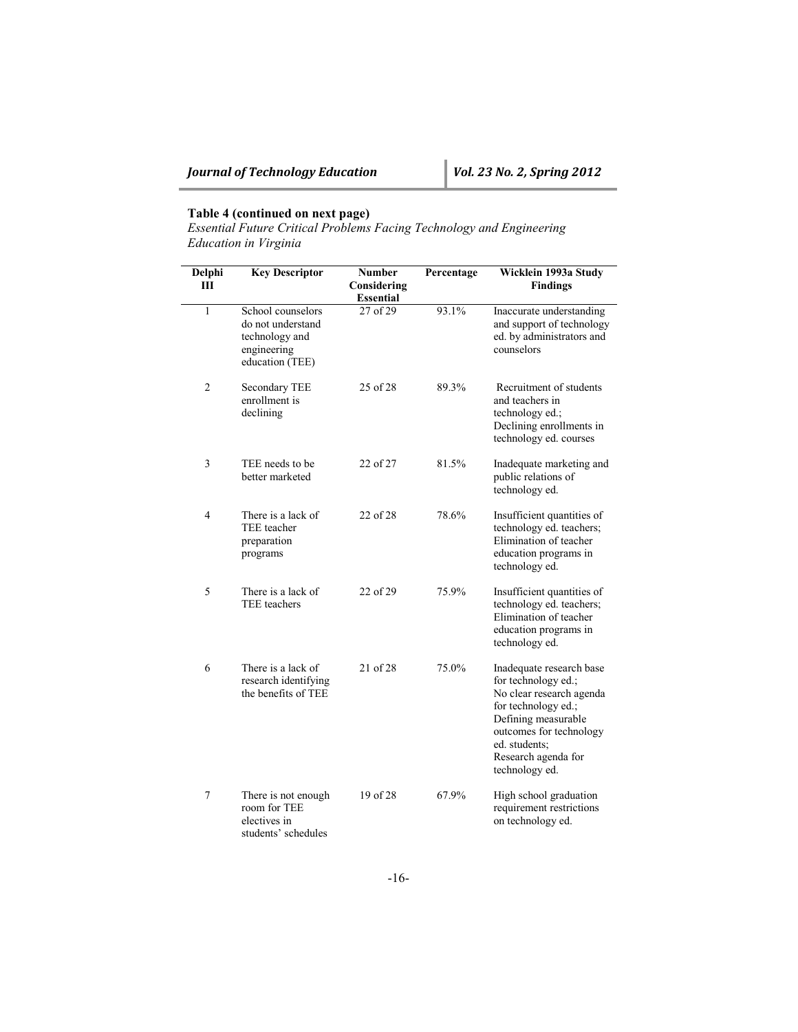**Table 4 (continued on next page)**

*Essential Future Critical Problems Facing Technology and Engineering Education in Virginia*

| Delphi III | Key Descriptor | Number Considering Essential | Percentage | Wicklein 1993a Study Findings |
|---|---|---|---|---|
| 1 | School counselors do not understand technology and engineering education (TEE) | 27 of 29 | 93.1% | Inaccurate understanding and support of technology ed. by administrators and counselors |
| 2 | Secondary TEE enrollment is declining | 25 of 28 | 89.3% | Recruitment of students and teachers in technology ed.; Declining enrollments in technology ed. courses |
| 3 | TEE needs to be better marketed | 22 of 27 | 81.5% | Inadequate marketing and public relations of technology ed. |
| 4 | There is a lack of TEE teacher preparation programs | 22 of 28 | 78.6% | Insufficient quantities of technology ed. teachers; Elimination of teacher education programs in technology ed. |
| 5 | There is a lack of TEE teachers | 22 of 29 | 75.9% | Insufficient quantities of technology ed. teachers; Elimination of teacher education programs in technology ed. |
| 6 | There is a lack of research identifying the benefits of TEE | 21 of 28 | 75.0% | Inadequate research base for technology ed.; No clear research agenda for technology ed.; Defining measurable outcomes for technology ed. students; Research agenda for technology ed. |
| 7 | There is not enough room for TEE electives in students' schedules | 19 of 28 | 67.9% | High school graduation requirement restrictions on technology ed. |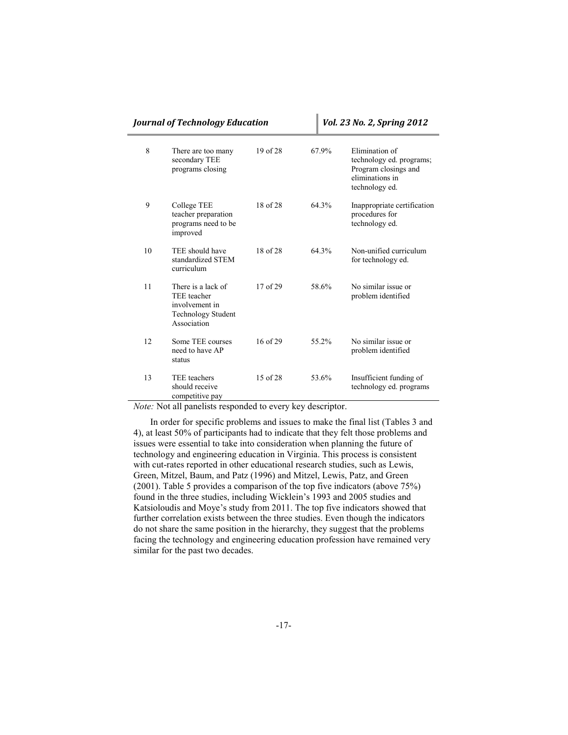| | | | | |
|---|---|---|---|---|
| 8 | There are too many secondary TEE programs closing | 19 of 28 | 67.9% | Elimination of technology ed. programs; Program closings and eliminations in technology ed. |
| 9 | College TEE teacher preparation programs need to be improved | 18 of 28 | 64.3% | Inappropriate certification procedures for technology ed. |
| 10 | TEE should have standardized STEM curriculum | 18 of 28 | 64.3% | Non-unified curriculum for technology ed. |
| 11 | There is a lack of TEE teacher involvement in Technology Student Association | 17 of 29 | 58.6% | No similar issue or problem identified |
| 12 | Some TEE courses need to have AP status | 16 of 29 | 55.2% | No similar issue or problem identified |
| 13 | TEE teachers should receive competitive pay | 15 of 28 | 53.6% | Insufficient funding of technology ed. programs |

*Note:* Not all panelists responded to every key descriptor.

In order for specific problems and issues to make the final list (Tables 3 and 4), at least 50% of participants had to indicate that they felt those problems and issues were essential to take into consideration when planning the future of technology and engineering education in Virginia. This process is consistent with cut-rates reported in other educational research studies, such as Lewis, Green, Mitzel, Baum, and Patz (1996) and Mitzel, Lewis, Patz, and Green (2001). Table 5 provides a comparison of the top five indicators (above 75%) found in the three studies, including Wicklein's 1993 and 2005 studies and Katsioloudis and Moye's study from 2011. The top five indicators showed that further correlation exists between the three studies. Even though the indicators do not share the same position in the hierarchy, they suggest that the problems facing the technology and engineering education profession have remained very similar for the past two decades.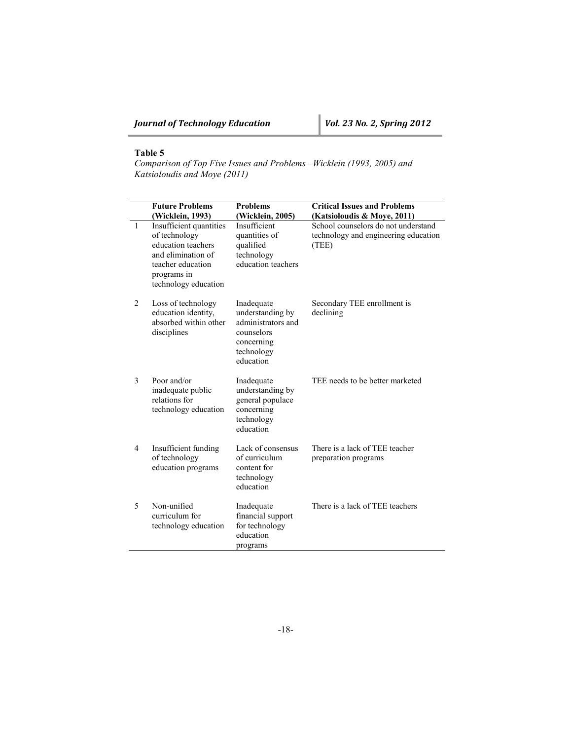**Table 5**

*Comparison of Top Five Issues and Problems –Wicklein (1993, 2005) and Katsioloudis and Moye (2011)*

| | **Future Problems (Wicklein, 1993)** | **Problems (Wicklein, 2005)** | **Critical Issues and Problems (Katsioloudis & Moye, 2011)** |
|---|---|---|---|
| 1 | Insufficient quantities of technology education teachers and elimination of teacher education programs in technology education | Insufficient quantities of qualified technology education teachers | School counselors do not understand technology and engineering education (TEE) |
| 2 | Loss of technology education identity, absorbed within other disciplines | Inadequate understanding by administrators and counselors concerning technology education | Secondary TEE enrollment is declining |
| 3 | Poor and/or inadequate public relations for technology education | Inadequate understanding by general populace concerning technology education | TEE needs to be better marketed |
| 4 | Insufficient funding of technology education programs | Lack of consensus of curriculum content for technology education | There is a lack of TEE teacher preparation programs |
| 5 | Non-unified curriculum for technology education | Inadequate financial support for technology education programs | There is a lack of TEE teachers |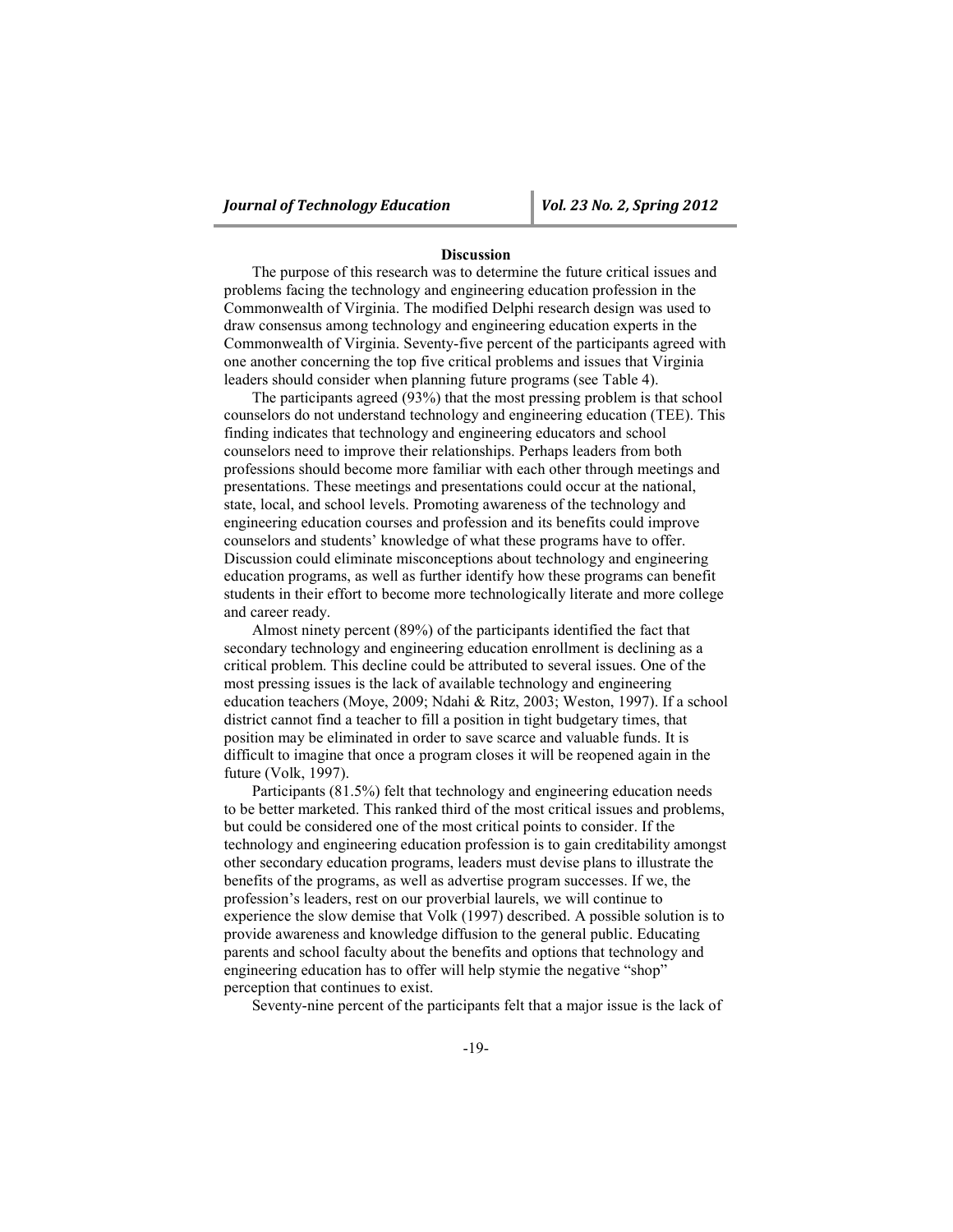## Discussion

The purpose of this research was to determine the future critical issues and problems facing the technology and engineering education profession in the Commonwealth of Virginia. The modified Delphi research design was used to draw consensus among technology and engineering education experts in the Commonwealth of Virginia. Seventy-five percent of the participants agreed with one another concerning the top five critical problems and issues that Virginia leaders should consider when planning future programs (see Table 4).

The participants agreed (93%) that the most pressing problem is that school counselors do not understand technology and engineering education (TEE). This finding indicates that technology and engineering educators and school counselors need to improve their relationships. Perhaps leaders from both professions should become more familiar with each other through meetings and presentations. These meetings and presentations could occur at the national, state, local, and school levels. Promoting awareness of the technology and engineering education courses and profession and its benefits could improve counselors and students' knowledge of what these programs have to offer. Discussion could eliminate misconceptions about technology and engineering education programs, as well as further identify how these programs can benefit students in their effort to become more technologically literate and more college and career ready.

Almost ninety percent (89%) of the participants identified the fact that secondary technology and engineering education enrollment is declining as a critical problem. This decline could be attributed to several issues. One of the most pressing issues is the lack of available technology and engineering education teachers (Moye, 2009; Ndahi & Ritz, 2003; Weston, 1997). If a school district cannot find a teacher to fill a position in tight budgetary times, that position may be eliminated in order to save scarce and valuable funds. It is difficult to imagine that once a program closes it will be reopened again in the future (Volk, 1997).

Participants (81.5%) felt that technology and engineering education needs to be better marketed. This ranked third of the most critical issues and problems, but could be considered one of the most critical points to consider. If the technology and engineering education profession is to gain creditability amongst other secondary education programs, leaders must devise plans to illustrate the benefits of the programs, as well as advertise program successes. If we, the profession's leaders, rest on our proverbial laurels, we will continue to experience the slow demise that Volk (1997) described. A possible solution is to provide awareness and knowledge diffusion to the general public. Educating parents and school faculty about the benefits and options that technology and engineering education has to offer will help stymie the negative "shop" perception that continues to exist.

Seventy-nine percent of the participants felt that a major issue is the lack of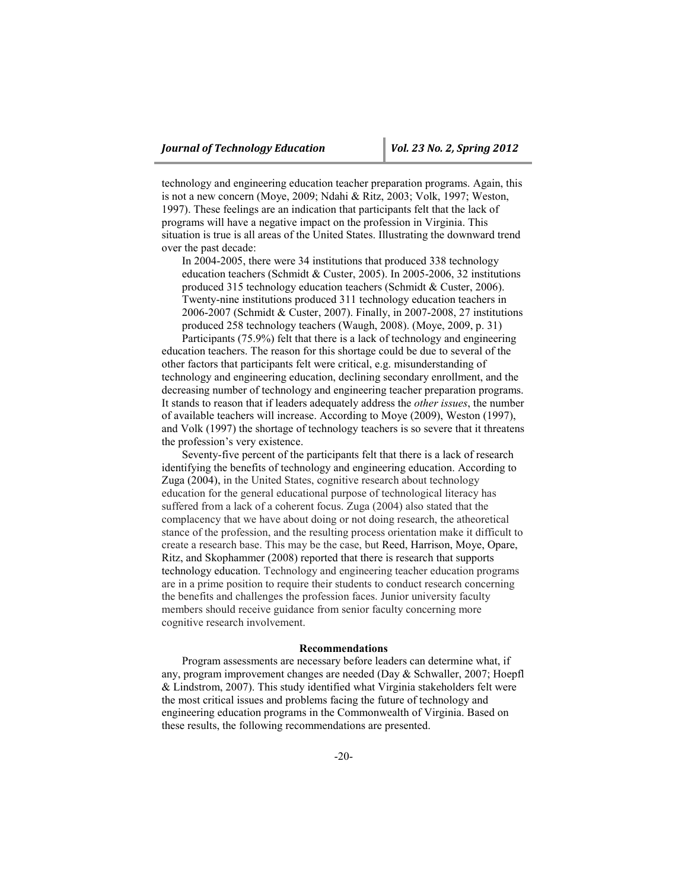technology and engineering education teacher preparation programs. Again, this is not a new concern (Moye, 2009; Ndahi & Ritz, 2003; Volk, 1997; Weston, 1997). These feelings are an indication that participants felt that the lack of programs will have a negative impact on the profession in Virginia. This situation is true is all areas of the United States. Illustrating the downward trend over the past decade:

> In 2004-2005, there were 34 institutions that produced 338 technology education teachers (Schmidt & Custer, 2005). In 2005-2006, 32 institutions produced 315 technology education teachers (Schmidt & Custer, 2006). Twenty-nine institutions produced 311 technology education teachers in 2006-2007 (Schmidt & Custer, 2007). Finally, in 2007-2008, 27 institutions produced 258 technology teachers (Waugh, 2008). (Moye, 2009, p. 31)

Participants (75.9%) felt that there is a lack of technology and engineering education teachers. The reason for this shortage could be due to several of the other factors that participants felt were critical, e.g. misunderstanding of technology and engineering education, declining secondary enrollment, and the decreasing number of technology and engineering teacher preparation programs. It stands to reason that if leaders adequately address the *other issues*, the number of available teachers will increase. According to Moye (2009), Weston (1997), and Volk (1997) the shortage of technology teachers is so severe that it threatens the profession's very existence.

Seventy-five percent of the participants felt that there is a lack of research identifying the benefits of technology and engineering education. According to Zuga (2004), in the United States, cognitive research about technology education for the general educational purpose of technological literacy has suffered from a lack of a coherent focus. Zuga (2004) also stated that the complacency that we have about doing or not doing research, the atheoretical stance of the profession, and the resulting process orientation make it difficult to create a research base. This may be the case, but Reed, Harrison, Moye, Opare, Ritz, and Skophammer (2008) reported that there is research that supports technology education. Technology and engineering teacher education programs are in a prime position to require their students to conduct research concerning the benefits and challenges the profession faces. Junior university faculty members should receive guidance from senior faculty concerning more cognitive research involvement.

## Recommendations

Program assessments are necessary before leaders can determine what, if any, program improvement changes are needed (Day & Schwaller, 2007; Hoepfl & Lindstrom, 2007). This study identified what Virginia stakeholders felt were the most critical issues and problems facing the future of technology and engineering education programs in the Commonwealth of Virginia. Based on these results, the following recommendations are presented.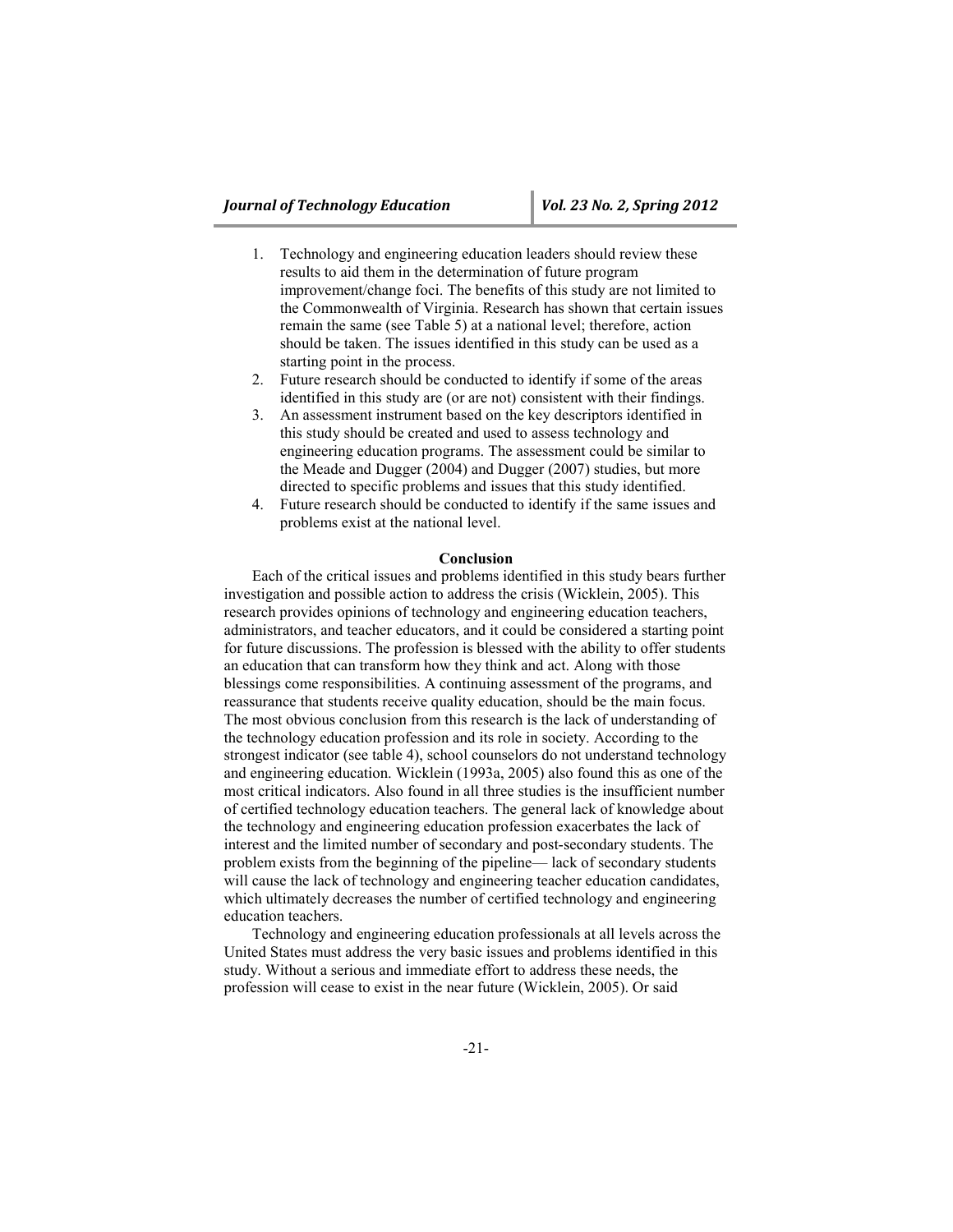1. Technology and engineering education leaders should review these results to aid them in the determination of future program improvement/change foci. The benefits of this study are not limited to the Commonwealth of Virginia. Research has shown that certain issues remain the same (see Table 5) at a national level; therefore, action should be taken. The issues identified in this study can be used as a starting point in the process.
2. Future research should be conducted to identify if some of the areas identified in this study are (or are not) consistent with their findings.
3. An assessment instrument based on the key descriptors identified in this study should be created and used to assess technology and engineering education programs. The assessment could be similar to the Meade and Dugger (2004) and Dugger (2007) studies, but more directed to specific problems and issues that this study identified.
4. Future research should be conducted to identify if the same issues and problems exist at the national level.

## Conclusion

Each of the critical issues and problems identified in this study bears further investigation and possible action to address the crisis (Wicklein, 2005). This research provides opinions of technology and engineering education teachers, administrators, and teacher educators, and it could be considered a starting point for future discussions. The profession is blessed with the ability to offer students an education that can transform how they think and act. Along with those blessings come responsibilities. A continuing assessment of the programs, and reassurance that students receive quality education, should be the main focus. The most obvious conclusion from this research is the lack of understanding of the technology education profession and its role in society. According to the strongest indicator (see table 4), school counselors do not understand technology and engineering education. Wicklein (1993a, 2005) also found this as one of the most critical indicators. Also found in all three studies is the insufficient number of certified technology education teachers. The general lack of knowledge about the technology and engineering education profession exacerbates the lack of interest and the limited number of secondary and post-secondary students. The problem exists from the beginning of the pipeline— lack of secondary students will cause the lack of technology and engineering teacher education candidates, which ultimately decreases the number of certified technology and engineering education teachers.

Technology and engineering education professionals at all levels across the United States must address the very basic issues and problems identified in this study. Without a serious and immediate effort to address these needs, the profession will cease to exist in the near future (Wicklein, 2005). Or said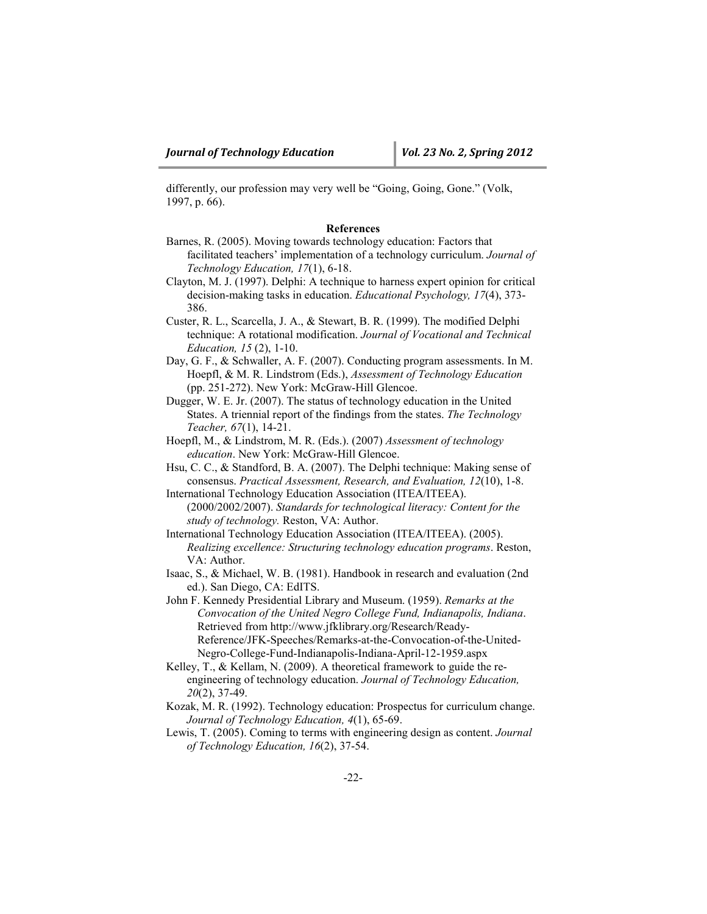differently, our profession may very well be "Going, Going, Gone." (Volk, 1997, p. 66).

## References

Barnes, R. (2005). Moving towards technology education: Factors that facilitated teachers' implementation of a technology curriculum. *Journal of Technology Education, 17*(1), 6-18.

Clayton, M. J. (1997). Delphi: A technique to harness expert opinion for critical decision-making tasks in education. *Educational Psychology, 17*(4), 373-386.

Custer, R. L., Scarcella, J. A., & Stewart, B. R. (1999). The modified Delphi technique: A rotational modification. *Journal of Vocational and Technical Education, 15* (2), 1-10.

Day, G. F., & Schwaller, A. F. (2007). Conducting program assessments. In M. Hoepfl, & M. R. Lindstrom (Eds.), *Assessment of Technology Education* (pp. 251-272). New York: McGraw-Hill Glencoe.

Dugger, W. E. Jr. (2007). The status of technology education in the United States. A triennial report of the findings from the states. *The Technology Teacher, 67*(1), 14-21.

Hoepfl, M., & Lindstrom, M. R. (Eds.). (2007) *Assessment of technology education*. New York: McGraw-Hill Glencoe.

Hsu, C. C., & Standford, B. A. (2007). The Delphi technique: Making sense of consensus. *Practical Assessment, Research, and Evaluation, 12*(10), 1-8.

International Technology Education Association (ITEA/ITEEA). (2000/2002/2007). *Standards for technological literacy: Content for the study of technology.* Reston, VA: Author.

International Technology Education Association (ITEA/ITEEA). (2005). *Realizing excellence: Structuring technology education programs*. Reston, VA: Author.

Isaac, S., & Michael, W. B. (1981). Handbook in research and evaluation (2nd ed.). San Diego, CA: EdITS.

John F. Kennedy Presidential Library and Museum. (1959). *Remarks at the Convocation of the United Negro College Fund, Indianapolis, Indiana*. Retrieved from http://www.jfklibrary.org/Research/Ready-Reference/JFK-Speeches/Remarks-at-the-Convocation-of-the-United-Negro-College-Fund-Indianapolis-Indiana-April-12-1959.aspx

Kelley, T., & Kellam, N. (2009). A theoretical framework to guide the re-engineering of technology education. *Journal of Technology Education, 20*(2), 37-49.

Kozak, M. R. (1992). Technology education: Prospectus for curriculum change. *Journal of Technology Education, 4*(1), 65-69.

Lewis, T. (2005). Coming to terms with engineering design as content. *Journal of Technology Education, 16*(2), 37-54.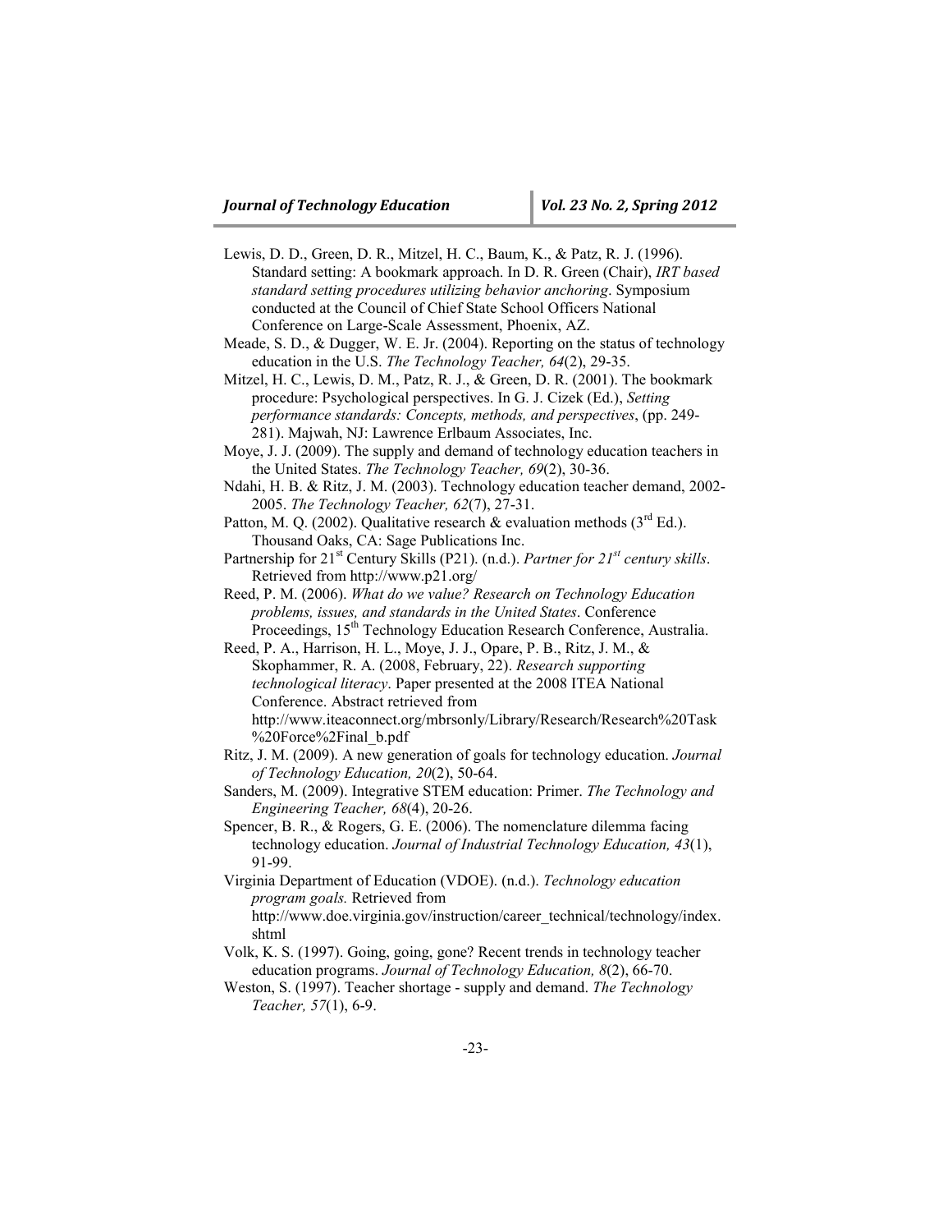Lewis, D. D., Green, D. R., Mitzel, H. C., Baum, K., & Patz, R. J. (1996). Standard setting: A bookmark approach. In D. R. Green (Chair), *IRT based standard setting procedures utilizing behavior anchoring*. Symposium conducted at the Council of Chief State School Officers National Conference on Large-Scale Assessment, Phoenix, AZ.

Meade, S. D., & Dugger, W. E. Jr. (2004). Reporting on the status of technology education in the U.S. *The Technology Teacher, 64*(2), 29-35.

Mitzel, H. C., Lewis, D. M., Patz, R. J., & Green, D. R. (2001). The bookmark procedure: Psychological perspectives. In G. J. Cizek (Ed.), *Setting performance standards: Concepts, methods, and perspectives*, (pp. 249-281). Majwah, NJ: Lawrence Erlbaum Associates, Inc.

Moye, J. J. (2009). The supply and demand of technology education teachers in the United States. *The Technology Teacher, 69*(2), 30-36.

Ndahi, H. B. & Ritz, J. M. (2003). Technology education teacher demand, 2002-2005. *The Technology Teacher, 62*(7), 27-31.

Patton, M. Q. (2002). Qualitative research & evaluation methods (3rd Ed.). Thousand Oaks, CA: Sage Publications Inc.

Partnership for 21st Century Skills (P21). (n.d.). *Partner for 21st century skills*. Retrieved from http://www.p21.org/

Reed, P. M. (2006). *What do we value? Research on Technology Education problems, issues, and standards in the United States*. Conference Proceedings, 15th Technology Education Research Conference, Australia.

Reed, P. A., Harrison, H. L., Moye, J. J., Opare, P. B., Ritz, J. M., & Skophammer, R. A. (2008, February, 22). *Research supporting technological literacy*. Paper presented at the 2008 ITEA National Conference. Abstract retrieved from http://www.iteaconnect.org/mbrsonly/Library/Research/Research%20Task%20Force%2Final_b.pdf

Ritz, J. M. (2009). A new generation of goals for technology education. *Journal of Technology Education, 20*(2), 50-64.

Sanders, M. (2009). Integrative STEM education: Primer. *The Technology and Engineering Teacher, 68*(4), 20-26.

Spencer, B. R., & Rogers, G. E. (2006). The nomenclature dilemma facing technology education. *Journal of Industrial Technology Education, 43*(1), 91-99.

Virginia Department of Education (VDOE). (n.d.). *Technology education program goals.* Retrieved from http://www.doe.virginia.gov/instruction/career_technical/technology/index.shtml

Volk, K. S. (1997). Going, going, gone? Recent trends in technology teacher education programs. *Journal of Technology Education, 8*(2), 66-70.

Weston, S. (1997). Teacher shortage - supply and demand. *The Technology Teacher, 57*(1), 6-9.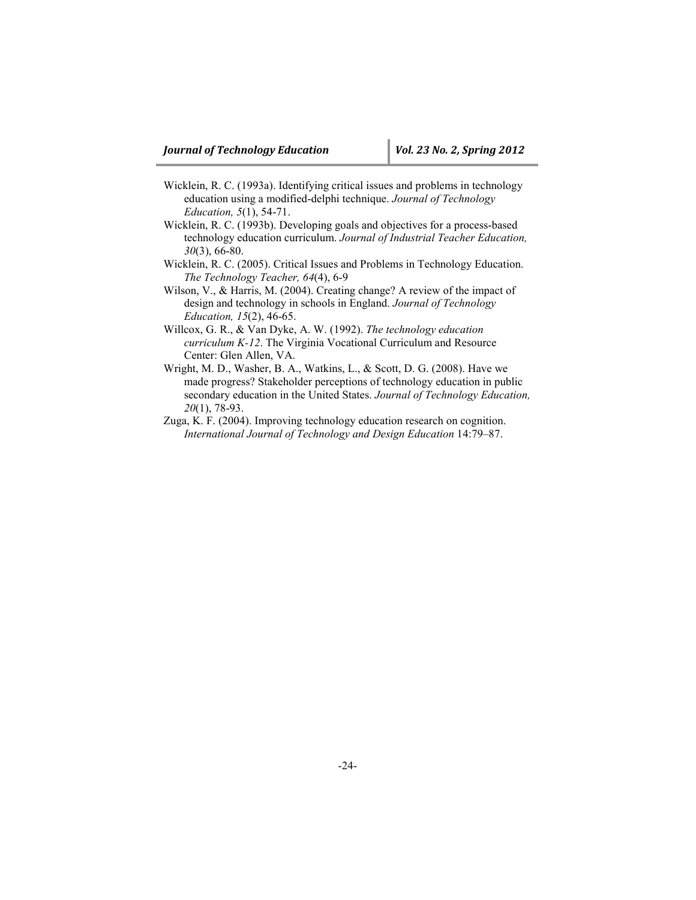Wicklein, R. C. (1993a). Identifying critical issues and problems in technology education using a modified-delphi technique. *Journal of Technology Education, 5*(1), 54-71.

Wicklein, R. C. (1993b). Developing goals and objectives for a process-based technology education curriculum. *Journal of Industrial Teacher Education, 30*(3), 66-80.

Wicklein, R. C. (2005). Critical Issues and Problems in Technology Education. *The Technology Teacher, 64*(4), 6-9

Wilson, V., & Harris, M. (2004). Creating change? A review of the impact of design and technology in schools in England. *Journal of Technology Education, 15*(2), 46-65.

Willcox, G. R., & Van Dyke, A. W. (1992). *The technology education curriculum K-12*. The Virginia Vocational Curriculum and Resource Center: Glen Allen, VA.

Wright, M. D., Washer, B. A., Watkins, L., & Scott, D. G. (2008). Have we made progress? Stakeholder perceptions of technology education in public secondary education in the United States. *Journal of Technology Education, 20*(1), 78-93.

Zuga, K. F. (2004). Improving technology education research on cognition. *International Journal of Technology and Design Education* 14:79–87.